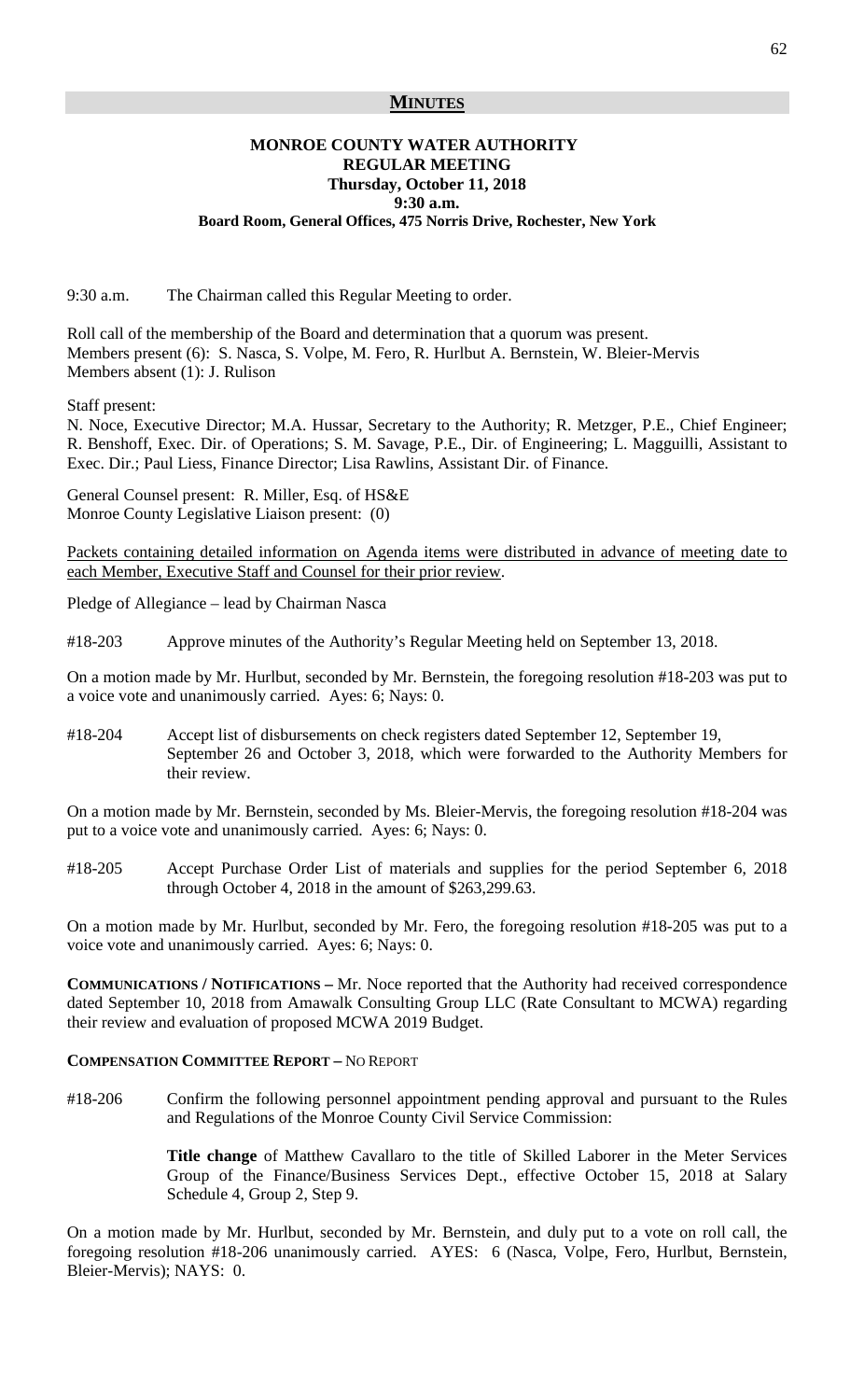## MINUTES

### MONROE COUNTY WATER AUTHORITY
### REGULAR MEETING
### Thursday, October 11, 2018
### 9:30 a.m.
**Board Room, General Offices, 475 Norris Drive, Rochester, New York**

9:30 a.m. The Chairman called this Regular Meeting to order.

Roll call of the membership of the Board and determination that a quorum was present.
Members present (6): S. Nasca, S. Volpe, M. Fero, R. Hurlbut A. Bernstein, W. Bleier-Mervis
Members absent (1): J. Rulison

Staff present:
N. Noce, Executive Director; M.A. Hussar, Secretary to the Authority; R. Metzger, P.E., Chief Engineer; R. Benshoff, Exec. Dir. of Operations; S. M. Savage, P.E., Dir. of Engineering; L. Magguilli, Assistant to Exec. Dir.; Paul Liess, Finance Director; Lisa Rawlins, Assistant Dir. of Finance.

General Counsel present: R. Miller, Esq. of HS&E
Monroe County Legislative Liaison present: (0)

Packets containing detailed information on Agenda items were distributed in advance of meeting date to each Member, Executive Staff and Counsel for their prior review.

Pledge of Allegiance – lead by Chairman Nasca

#18-203 Approve minutes of the Authority's Regular Meeting held on September 13, 2018.

On a motion made by Mr. Hurlbut, seconded by Mr. Bernstein, the foregoing resolution #18-203 was put to a voice vote and unanimously carried. Ayes: 6; Nays: 0.

#18-204 Accept list of disbursements on check registers dated September 12, September 19, September 26 and October 3, 2018, which were forwarded to the Authority Members for their review.

On a motion made by Mr. Bernstein, seconded by Ms. Bleier-Mervis, the foregoing resolution #18-204 was put to a voice vote and unanimously carried. Ayes: 6; Nays: 0.

#18-205 Accept Purchase Order List of materials and supplies for the period September 6, 2018 through October 4, 2018 in the amount of $263,299.63.

On a motion made by Mr. Hurlbut, seconded by Mr. Fero, the foregoing resolution #18-205 was put to a voice vote and unanimously carried. Ayes: 6; Nays: 0.

**COMMUNICATIONS / NOTIFICATIONS –** Mr. Noce reported that the Authority had received correspondence dated September 10, 2018 from Amawalk Consulting Group LLC (Rate Consultant to MCWA) regarding their review and evaluation of proposed MCWA 2019 Budget.

**COMPENSATION COMMITTEE REPORT –** NO REPORT

#18-206 Confirm the following personnel appointment pending approval and pursuant to the Rules and Regulations of the Monroe County Civil Service Commission:

**Title change** of Matthew Cavallaro to the title of Skilled Laborer in the Meter Services Group of the Finance/Business Services Dept., effective October 15, 2018 at Salary Schedule 4, Group 2, Step 9.

On a motion made by Mr. Hurlbut, seconded by Mr. Bernstein, and duly put to a vote on roll call, the foregoing resolution #18-206 unanimously carried. AYES: 6 (Nasca, Volpe, Fero, Hurlbut, Bernstein, Bleier-Mervis); NAYS: 0.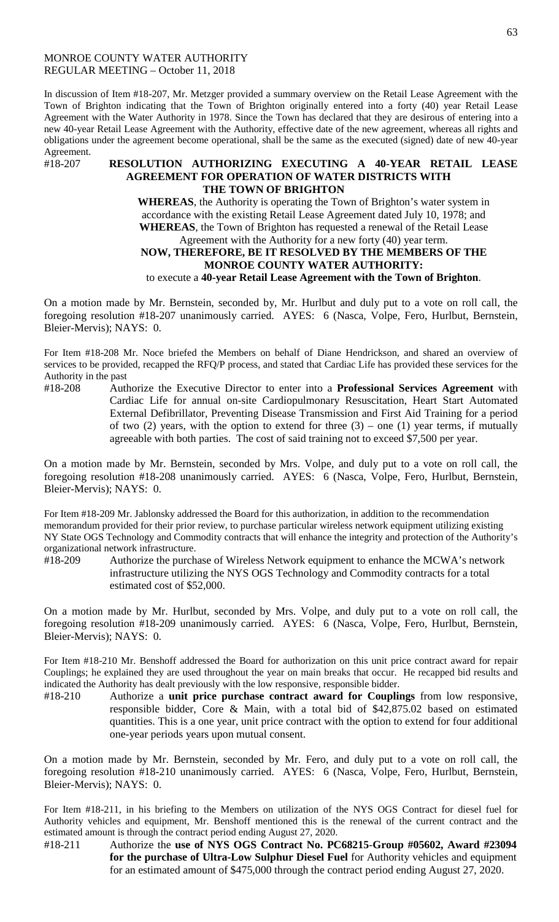MONROE COUNTY WATER AUTHORITY
REGULAR MEETING – October 11, 2018

In discussion of Item #18-207, Mr. Metzger provided a summary overview on the Retail Lease Agreement with the Town of Brighton indicating that the Town of Brighton originally entered into a forty (40) year Retail Lease Agreement with the Water Authority in 1978. Since the Town has declared that they are desirous of entering into a new 40-year Retail Lease Agreement with the Authority, effective date of the new agreement, whereas all rights and obligations under the agreement become operational, shall be the same as the executed (signed) date of new 40-year Agreement.

#18-207 **RESOLUTION AUTHORIZING EXECUTING A 40-YEAR RETAIL LEASE AGREEMENT FOR OPERATION OF WATER DISTRICTS WITH THE TOWN OF BRIGHTON**

**WHEREAS**, the Authority is operating the Town of Brighton's water system in accordance with the existing Retail Lease Agreement dated July 10, 1978; and

**WHEREAS**, the Town of Brighton has requested a renewal of the Retail Lease Agreement with the Authority for a new forty (40) year term.

**NOW, THEREFORE, BE IT RESOLVED BY THE MEMBERS OF THE MONROE COUNTY WATER AUTHORITY:**

to execute a **40-year Retail Lease Agreement with the Town of Brighton**.

On a motion made by Mr. Bernstein, seconded by, Mr. Hurlbut and duly put to a vote on roll call, the foregoing resolution #18-207 unanimously carried. AYES: 6 (Nasca, Volpe, Fero, Hurlbut, Bernstein, Bleier-Mervis); NAYS: 0.

For Item #18-208 Mr. Noce briefed the Members on behalf of Diane Hendrickson, and shared an overview of services to be provided, recapped the RFQ/P process, and stated that Cardiac Life has provided these services for the Authority in the past

#18-208 Authorize the Executive Director to enter into a **Professional Services Agreement** with Cardiac Life for annual on-site Cardiopulmonary Resuscitation, Heart Start Automated External Defibrillator, Preventing Disease Transmission and First Aid Training for a period of two (2) years, with the option to extend for three (3) – one (1) year terms, if mutually agreeable with both parties. The cost of said training not to exceed $7,500 per year.

On a motion made by Mr. Bernstein, seconded by Mrs. Volpe, and duly put to a vote on roll call, the foregoing resolution #18-208 unanimously carried. AYES: 6 (Nasca, Volpe, Fero, Hurlbut, Bernstein, Bleier-Mervis); NAYS: 0.

For Item #18-209 Mr. Jablonsky addressed the Board for this authorization, in addition to the recommendation memorandum provided for their prior review, to purchase particular wireless network equipment utilizing existing NY State OGS Technology and Commodity contracts that will enhance the integrity and protection of the Authority's organizational network infrastructure.

#18-209 Authorize the purchase of Wireless Network equipment to enhance the MCWA's network infrastructure utilizing the NYS OGS Technology and Commodity contracts for a total estimated cost of $52,000.

On a motion made by Mr. Hurlbut, seconded by Mrs. Volpe, and duly put to a vote on roll call, the foregoing resolution #18-209 unanimously carried. AYES: 6 (Nasca, Volpe, Fero, Hurlbut, Bernstein, Bleier-Mervis); NAYS: 0.

For Item #18-210 Mr. Benshoff addressed the Board for authorization on this unit price contract award for repair Couplings; he explained they are used throughout the year on main breaks that occur. He recapped bid results and indicated the Authority has dealt previously with the low responsive, responsible bidder.

#18-210 Authorize a **unit price purchase contract award for Couplings** from low responsive, responsible bidder, Core & Main, with a total bid of $42,875.02 based on estimated quantities. This is a one year, unit price contract with the option to extend for four additional one-year periods years upon mutual consent.

On a motion made by Mr. Bernstein, seconded by Mr. Fero, and duly put to a vote on roll call, the foregoing resolution #18-210 unanimously carried. AYES: 6 (Nasca, Volpe, Fero, Hurlbut, Bernstein, Bleier-Mervis); NAYS: 0.

For Item #18-211, in his briefing to the Members on utilization of the NYS OGS Contract for diesel fuel for Authority vehicles and equipment, Mr. Benshoff mentioned this is the renewal of the current contract and the estimated amount is through the contract period ending August 27, 2020.

#18-211 Authorize the **use of NYS OGS Contract No. PC68215-Group #05602, Award #23094 for the purchase of Ultra-Low Sulphur Diesel Fuel** for Authority vehicles and equipment for an estimated amount of $475,000 through the contract period ending August 27, 2020.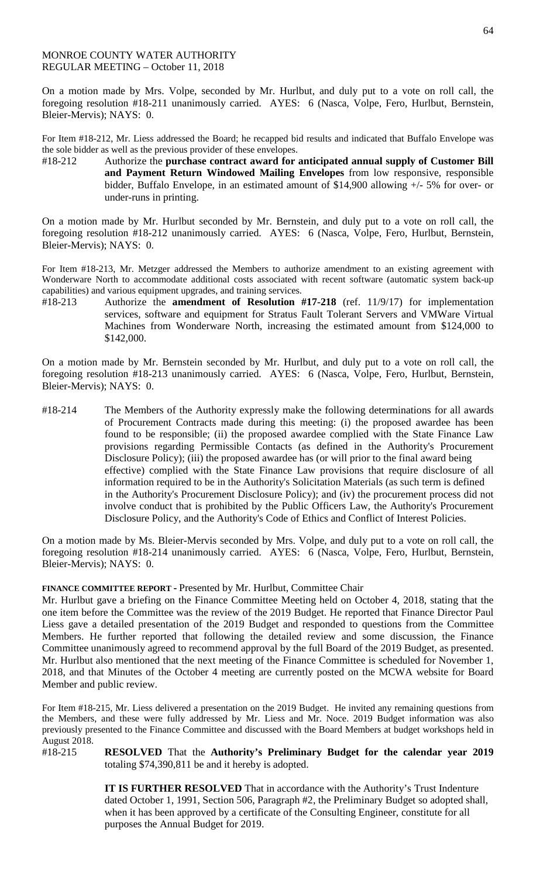MONROE COUNTY WATER AUTHORITY
REGULAR MEETING – October 11, 2018

On a motion made by Mrs. Volpe, seconded by Mr. Hurlbut, and duly put to a vote on roll call, the foregoing resolution #18-211 unanimously carried. AYES: 6 (Nasca, Volpe, Fero, Hurlbut, Bernstein, Bleier-Mervis); NAYS: 0.

For Item #18-212, Mr. Liess addressed the Board; he recapped bid results and indicated that Buffalo Envelope was the sole bidder as well as the previous provider of these envelopes.

#18-212 Authorize the **purchase contract award for anticipated annual supply of Customer Bill and Payment Return Windowed Mailing Envelopes** from low responsive, responsible bidder, Buffalo Envelope, in an estimated amount of $14,900 allowing +/- 5% for over- or under-runs in printing.

On a motion made by Mr. Hurlbut seconded by Mr. Bernstein, and duly put to a vote on roll call, the foregoing resolution #18-212 unanimously carried. AYES: 6 (Nasca, Volpe, Fero, Hurlbut, Bernstein, Bleier-Mervis); NAYS: 0.

For Item #18-213, Mr. Metzger addressed the Members to authorize amendment to an existing agreement with Wonderware North to accommodate additional costs associated with recent software (automatic system back-up capabilities) and various equipment upgrades, and training services.

#18-213 Authorize the **amendment of Resolution #17-218** (ref. 11/9/17) for implementation services, software and equipment for Stratus Fault Tolerant Servers and VMWare Virtual Machines from Wonderware North, increasing the estimated amount from $124,000 to $142,000.

On a motion made by Mr. Bernstein seconded by Mr. Hurlbut, and duly put to a vote on roll call, the foregoing resolution #18-213 unanimously carried. AYES: 6 (Nasca, Volpe, Fero, Hurlbut, Bernstein, Bleier-Mervis); NAYS: 0.

#18-214 The Members of the Authority expressly make the following determinations for all awards of Procurement Contracts made during this meeting: (i) the proposed awardee has been found to be responsible; (ii) the proposed awardee complied with the State Finance Law provisions regarding Permissible Contacts (as defined in the Authority's Procurement Disclosure Policy); (iii) the proposed awardee has (or will prior to the final award being effective) complied with the State Finance Law provisions that require disclosure of all information required to be in the Authority's Solicitation Materials (as such term is defined in the Authority's Procurement Disclosure Policy); and (iv) the procurement process did not involve conduct that is prohibited by the Public Officers Law, the Authority's Procurement Disclosure Policy, and the Authority's Code of Ethics and Conflict of Interest Policies.

On a motion made by Ms. Bleier-Mervis seconded by Mrs. Volpe, and duly put to a vote on roll call, the foregoing resolution #18-214 unanimously carried. AYES: 6 (Nasca, Volpe, Fero, Hurlbut, Bernstein, Bleier-Mervis); NAYS: 0.

**FINANCE COMMITTEE REPORT -** Presented by Mr. Hurlbut, Committee Chair

Mr. Hurlbut gave a briefing on the Finance Committee Meeting held on October 4, 2018, stating that the one item before the Committee was the review of the 2019 Budget. He reported that Finance Director Paul Liess gave a detailed presentation of the 2019 Budget and responded to questions from the Committee Members. He further reported that following the detailed review and some discussion, the Finance Committee unanimously agreed to recommend approval by the full Board of the 2019 Budget, as presented. Mr. Hurlbut also mentioned that the next meeting of the Finance Committee is scheduled for November 1, 2018, and that Minutes of the October 4 meeting are currently posted on the MCWA website for Board Member and public review.

For Item #18-215, Mr. Liess delivered a presentation on the 2019 Budget. He invited any remaining questions from the Members, and these were fully addressed by Mr. Liess and Mr. Noce. 2019 Budget information was also previously presented to the Finance Committee and discussed with the Board Members at budget workshops held in August 2018.

#18-215 **RESOLVED** That the **Authority's Preliminary Budget for the calendar year 2019** totaling $74,390,811 be and it hereby is adopted.

**IT IS FURTHER RESOLVED** That in accordance with the Authority's Trust Indenture dated October 1, 1991, Section 506, Paragraph #2, the Preliminary Budget so adopted shall, when it has been approved by a certificate of the Consulting Engineer, constitute for all purposes the Annual Budget for 2019.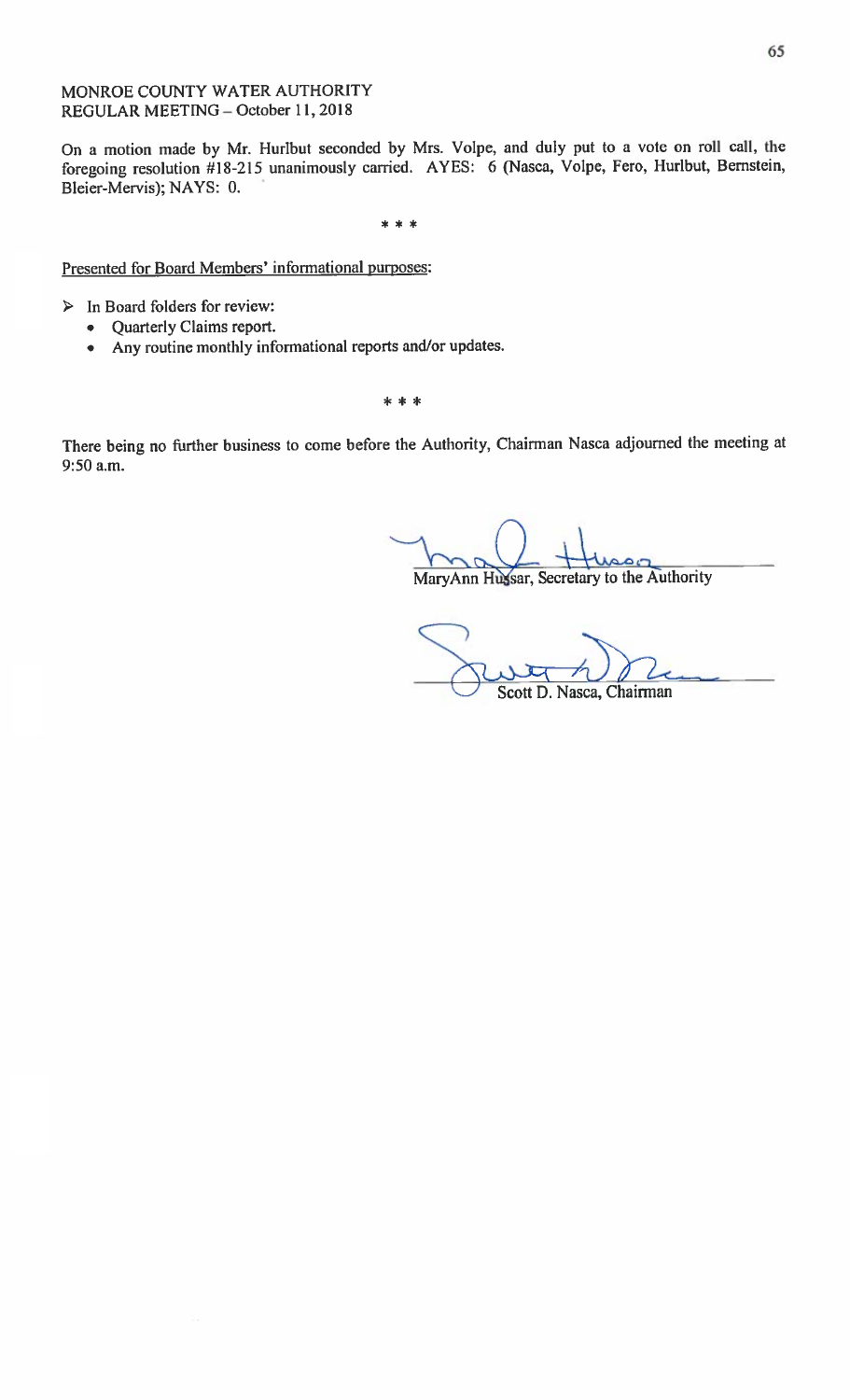MONROE COUNTY WATER AUTHORITY
REGULAR MEETING – October 11, 2018

On a motion made by Mr. Hurlbut seconded by Mrs. Volpe, and duly put to a vote on roll call, the foregoing resolution #18-215 unanimously carried. AYES: 6 (Nasca, Volpe, Fero, Hurlbut, Bernstein, Bleier-Mervis); NAYS: 0.

\* \* \*

Presented for Board Members' informational purposes:

- In Board folders for review:
  - Quarterly Claims report.
  - Any routine monthly informational reports and/or updates.

\* \* \*

There being no further business to come before the Authority, Chairman Nasca adjourned the meeting at 9:50 a.m.

MaryAnn Hussar, Secretary to the Authority

Scott D. Nasca, Chairman